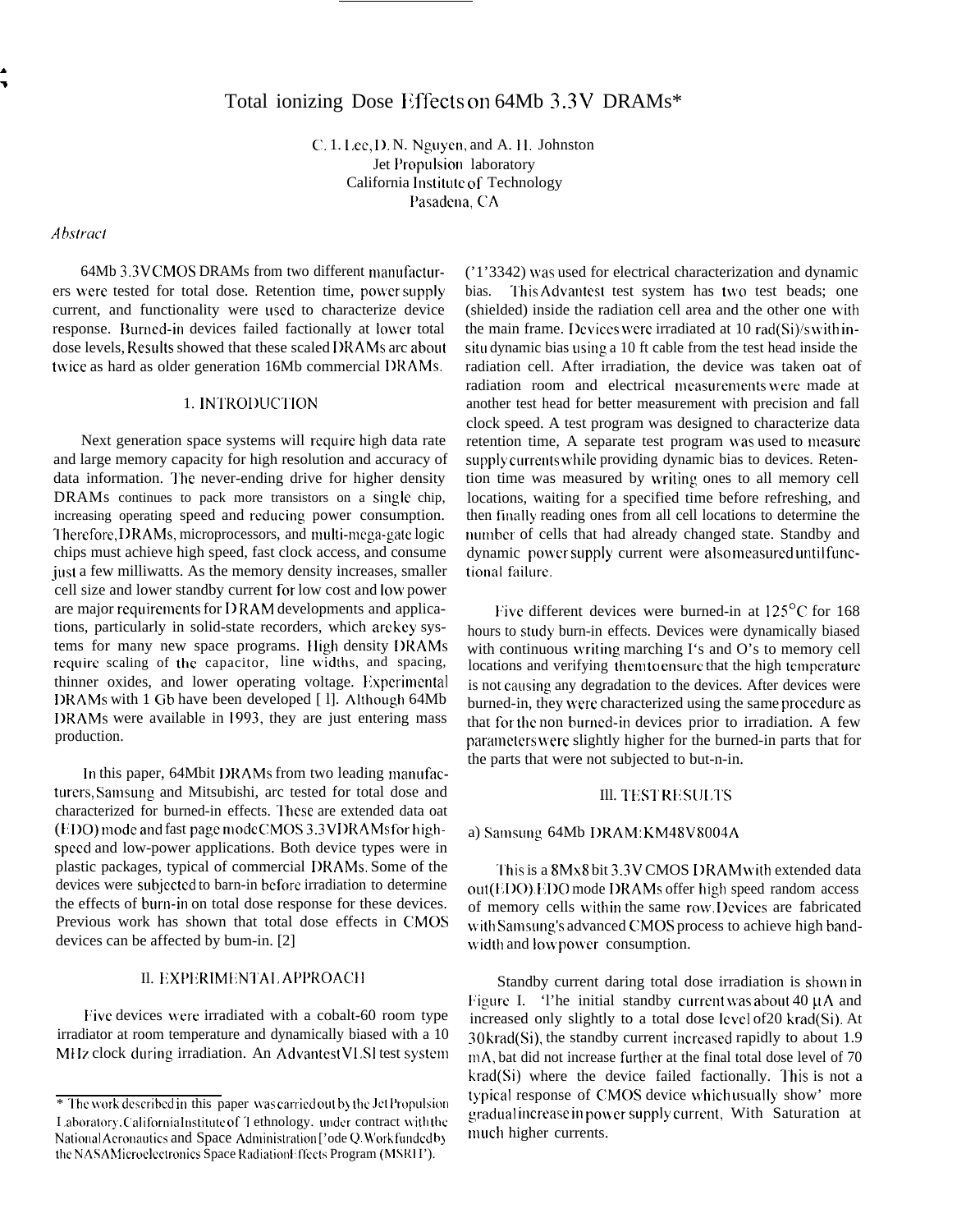# Total ionizing Dose Effects on 64Mb 3.3V DRAMs*

C. 1. Lee, D. N. Nguyen, and A. H. Johnston
Jet Propulsion laboratory
California Institute of Technology
Pasadena, CA

*Abstract*

64Mb 3.3V CMOS DRAMs from two different manufacturers were tested for total dose. Retention time, power supply current, and functionality were used to characterize device response. Burned-in devices failed factionally at lower total dose levels, Results showed that these scaled DRAMs arc about twice as hard as older generation 16Mb commercial DRAMs.

## 1. INTRODUCTION

Next generation space systems will require high data rate and large memory capacity for high resolution and accuracy of data information. The never-ending drive for higher density DRAMs continues to pack more transistors on a single chip, increasing operating speed and reducing power consumption. Therefore, DRAMs, microprocessors, and multi-mega-gate logic chips must achieve high speed, fast clock access, and consume just a few milliwatts. As the memory density increases, smaller cell size and lower standby current for low cost and low power are major requirements for DRAM developments and applications, particularly in solid-state recorders, which are key systems for many new space programs. High density DRAMs require scaling of the capacitor, line widths, and spacing, thinner oxides, and lower operating voltage. Experimental DRAMs with 1 Gb have been developed [ 1]. Although 64Mb DRAMs were available in 1993, they are just entering mass production.

In this paper, 64Mbit DRAMs from two leading manufacturers, Samsung and Mitsubishi, arc tested for total dose and characterized for burned-in effects. These are extended data oat (EDO) mode and fast page mode CMOS 3.3V DRAMs for high-speed and low-power applications. Both device types were in plastic packages, typical of commercial DRAMs. Some of the devices were subjected to barn-in before irradiation to determine the effects of burn-in on total dose response for these devices. Previous work has shown that total dose effects in CMOS devices can be affected by bum-in. [2]

## II. EXPERIMENTAL APPROACH

Five devices were irradiated with a cobalt-60 room type irradiator at room temperature and dynamically biased with a 10 MHz clock during irradiation. An Advantest VLSI test system ('1'3342) was used for electrical characterization and dynamic bias. This Advantest test system has two test beads; one (shielded) inside the radiation cell area and the other one with the main frame. Devices were irradiated at 10 rad(Si)/s with in-situ dynamic bias using a 10 ft cable from the test head inside the radiation cell. After irradiation, the device was taken oat of radiation room and electrical measurements were made at another test head for better measurement with precision and fall clock speed. A test program was designed to characterize data retention time, A separate test program was used to measure supply currents while providing dynamic bias to devices. Retention time was measured by writing ones to all memory cell locations, waiting for a specified time before refreshing, and then finally reading ones from all cell locations to determine the number of cells that had already changed state. Standby and dynamic power supply current were also measured until functional failure.

Five different devices were burned-in at 125°C for 168 hours to study burn-in effects. Devices were dynamically biased with continuous writing marching I's and O's to memory cell locations and verifying them to ensure that the high temperature is not causing any degradation to the devices. After devices were burned-in, they were characterized using the same procedure as that for the non burned-in devices prior to irradiation. A few parameters were slightly higher for the burned-in parts that for the parts that were not subjected to but-n-in.

## III. TEST RESULTS

a) Samsung 64Mb DRAM: KM48V8004A

This is a 8Mx8 bit 3.3V CMOS DRAM with extended data out (EDO). EDO mode DRAMs offer high speed random access of memory cells within the same row. Devices are fabricated with Samsung's advanced CMOS process to achieve high bandwidth and low power consumption.

Standby current daring total dose irradiation is shown in Figure I. 'l'he initial standby current was about 40 µA and increased only slightly to a total dose level of 20 krad(Si). At 30 krad(Si), the standby current increased rapidly to about 1.9 mA, bat did not increase further at the final total dose level of 70 krad(Si) where the device failed factionally. This is not a typical response of CMOS device which usually show' more gradual increase in power supply current, With Saturation at much higher currents.

---

* The work described in this paper was carried out by the Jet Propulsion Laboratory, California Institute of Technology. under contract with the National Aeronautics and Space Administration ['ode Q. Work funded by the NASA Microelectronics Space Radiation Effects Program (MSRE').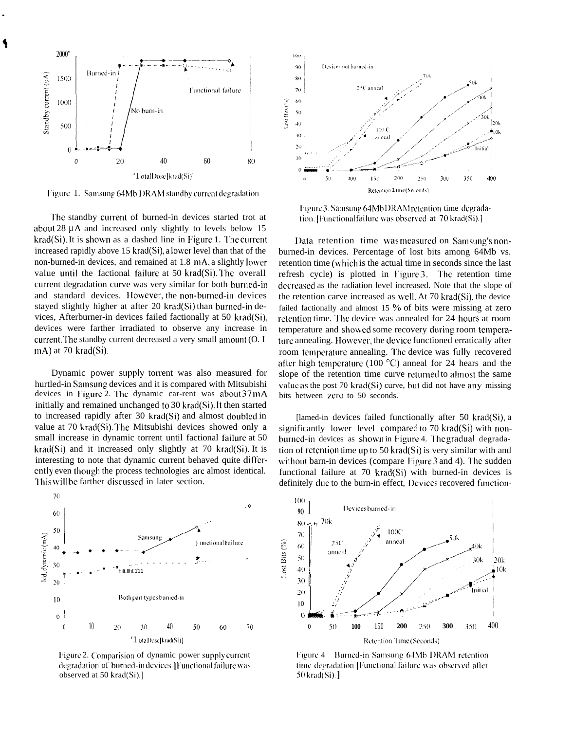Figure 1. Samsung 64Mb DRAM standby current degradation

The standby current of burned-in devices started trot at about 28 μA and increased only slightly to levels below 15 krad(Si). It is shown as a dashed line in Figure 1. The current increased rapidly above 15 krad(Si), a lower level than that of the non-burned-in devices, and remained at 1.8 mA, a slightly lower value until the factional failure at 50 krad(Si). The overall current degradation curve was very similar for both burned-in and standard devices. However, the non-burned-in devices stayed slightly higher at after 20 krad(Si) than burned-in devices, Afterburner-in devices failed factionally at 50 krad(Si), devices were farther irradiated to observe any increase in current. The standby current decreased a very small amount (O. I mA) at 70 krad(Si).

Dynamic power supply torrent was also measured for hurtled-in Samsung devices and it is compared with Mitsubishi devices in Figure 2. The dynamic car-rent was about 37 mA initially and remained unchanged to 30 krad(Si). It then started to increased rapidly after 30 krad(Si) and almost doubled in value at 70 krad(Si). The Mitsubishi devices showed only a small increase in dynamic torrent until factional failure at 50 krad(Si) and it increased only slightly at 70 krad(Si). It is interesting to note that dynamic current behaved quite differently even though the process technologies are almost identical. This will be farther discussed in later section.

Figure 2. Comparision of dynamic power supply current degradation of burned-in devices. [Functional failure was observed at 50 krad(Si).]

Figure 3. Samsung 64Mb DRAM retention time degradation. [Functional failure was observed at 70 krad(Si).]

Data retention time was measured on Samsung's non-burned-in devices. Percentage of lost bits among 64Mb vs. retention time (which is the actual time in seconds since the last refresh cycle) is plotted in Figure 3. The retention time decreased as the radiation level increased. Note that the slope of the retention carve increased as well. At 70 krad(Si), the device failed factionally and almost 15 % of bits were missing at zero retention time. The device was annealed for 24 hours at room temperature and showed some recovery during room temperature annealing. However, the device functioned erratically after room temperature annealing. The device was fully recovered after high temperature (100 °C) anneal for 24 hears and the slope of the retention time curve returned to almost the same value as the post 70 krad(Si) curve, but did not have any missing bits between zero to 50 seconds.

[lamed-in devices failed functionally after 50 krad(Si), a significantly lower level compared to 70 krad(Si) with non-burned-in devices as shown in Figure 4. The gradual degradation of retention time up to 50 krad(Si) is very similar with and without barn-in devices (compare Figure 3 and 4). The sudden functional failure at 70 krad(Si) with burned-in devices is definitely due to the burn-in effect, Devices recovered function-

Figure 4 Burned-in Samsung 64Mb DRAM retention time degradation [Functional failure was observed after 50 krad(Si).]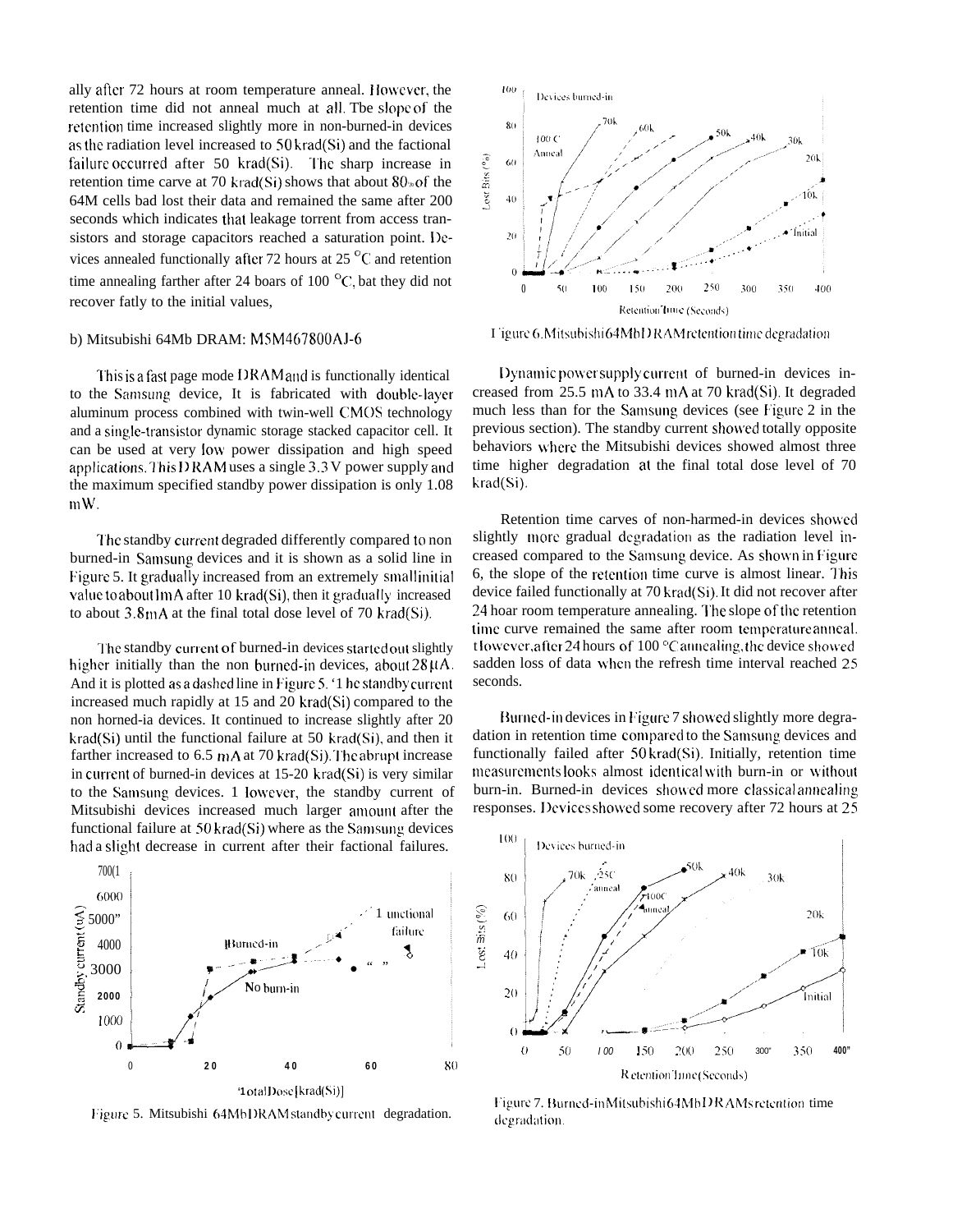ally after 72 hours at room temperature anneal. However, the retention time did not anneal much at all. Tbe slope of the retention time increased slightly more in non-burned-in devices as the radiation level increased to 50 krad(Si) and the factional failure occurred after 50 krad(Si). The sharp increase in retention time carve at 70 krad(Si) shows that about 80% of the 64M cells bad lost their data and remained the same after 200 seconds which indicates that leakage torrent from access transistors and storage capacitors reached a saturation point. Devices annealed functionally after 72 hours at 25 °C and retention time annealing farther after 24 boars of 100 °C, bat they did not recover fatly to the initial values,

b) Mitsubishi 64Mb DRAM: M5M467800AJ-6

This is a fast page mode DRAM and is functionally identical to the Samsung device, It is fabricated with double-layer aluminum process combined with twin-well CMOS technology and a single-transistor dynamic storage stacked capacitor cell. It can be used at very low power dissipation and high speed applications. This DRAM uses a single 3.3 V power supply and the maximum specified standby power dissipation is only 1.08 mW.

The standby current degraded differently compared to non burned-in Samsung devices and it is shown as a solid line in Figure 5. It gradually increased from an extremely small initial value to about 1mA after 10 krad(Si), then it gradually increased to about 3.8mA at the final total dose level of 70 krad(Si).

The standby current of burned-in devices started out slightly higher initially than the non burned-in devices, about 28 μA. And it is plotted as a dashed line in Figure 5. The standby current increased much rapidly at 15 and 20 krad(Si) compared to the non horned-ia devices. It continued to increase slightly after 20 krad(Si) until the functional failure at 50 krad(Si), and then it farther increased to 6.5 mA at 70 krad(Si). The abrupt increase in current of burned-in devices at 15-20 krad(Si) is very similar to the Samsung devices. However, the standby current of Mitsubishi devices increased much larger amount after the functional failure at 50 krad(Si) where as the Samsung devices had a slight decrease in current after their factional failures.

Figure 5. Mitsubishi 64Mb DRAM standby current degradation.

Figure 6. Mitsubishi 64Mb DRAM retention time degradation

Dynamic power supply current of burned-in devices increased from 25.5 mA to 33.4 mA at 70 krad(Si). It degraded much less than for the Samsung devices (see Figure 2 in the previous section). The standby current showed totally opposite behaviors where the Mitsubishi devices showed almost three time higher degradation at the final total dose level of 70 krad(Si).

Retention time carves of non-harmed-in devices showed slightly more gradual degradation as the radiation level increased compared to the Samsung device. As shown in Figure 6, the slope of the retention time curve is almost linear. This device failed functionally at 70 krad(Si). It did not recover after 24 hoar room temperature annealing. The slope of the retention time curve remained the same after room temperature anneal. However, after 24 hours of 100 °C annealing, the device showed sadden loss of data when the refresh time interval reached 25 seconds.

Burned-in devices in Figure 7 showed slightly more degradation in retention time compared to the Samsung devices and functionally failed after 50 krad(Si). Initially, retention time measurements looks almost identical with burn-in or without burn-in. Burned-in devices showed more classical annealing responses. Devices showed some recovery after 72 hours at 25

Figure 7. Burned-in Mitsubishi 64Mb DRAMs retention time degradation.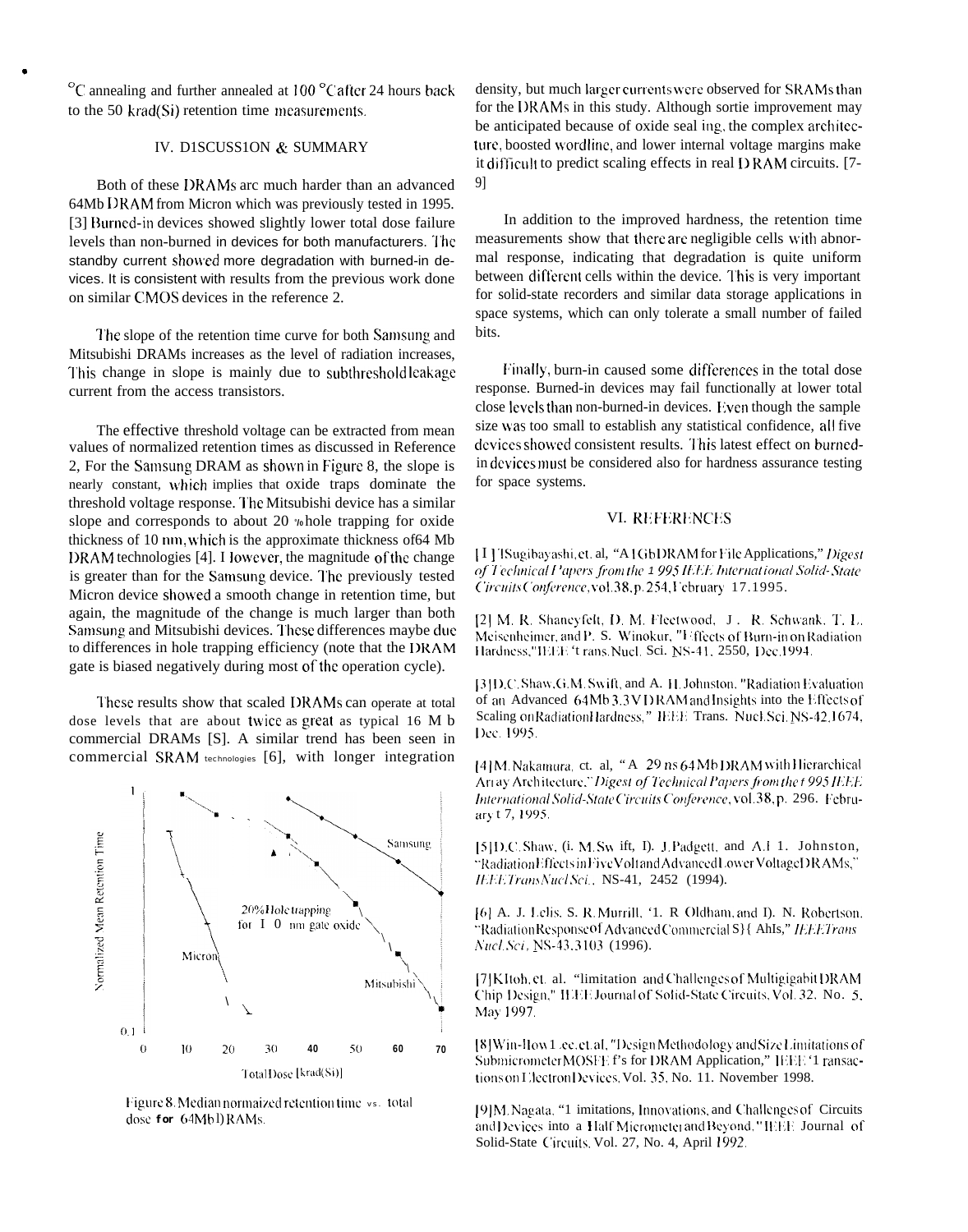°C annealing and further annealed at 100 °C after 24 hours back to the 50 krad(Si) retention time measurements.

## IV. DISCUSSION & SUMMARY

Both of these DRAMs are much harder than an advanced 64Mb DRAM from Micron which was previously tested in 1995. [3] Burned-in devices showed slightly lower total dose failure levels than non-burned in devices for both manufacturers. The standby current showed more degradation with burned-in devices. It is consistent with results from the previous work done on similar CMOS devices in the reference 2.

The slope of the retention time curve for both Samsung and Mitsubishi DRAMs increases as the level of radiation increases, This change in slope is mainly due to subthreshold leakage current from the access transistors.

The effective threshold voltage can be extracted from mean values of normalized retention times as discussed in Reference 2, For the Samsung DRAM as shown in Figure 8, the slope is nearly constant, which implies that oxide traps dominate the threshold voltage response. The Mitsubishi device has a similar slope and corresponds to about 20 % hole trapping for oxide thickness of 10 nm, which is the approximate thickness of 64 Mb DRAM technologies [4]. However, the magnitude of the change is greater than for the Samsung device. The previously tested Micron device showed a smooth change in retention time, but again, the magnitude of the change is much larger than both Samsung and Mitsubishi devices. These differences maybe due to differences in hole trapping efficiency (note that the DRAM gate is biased negatively during most of the operation cycle).

These results show that scaled DRAMs can operate at total dose levels that are about twice as great as typical 16 Mb commercial DRAMs [5]. A similar trend has been seen in commercial SRAM technologies [6], with longer integration density, but much larger currents were observed for SRAMs than for the DRAMs in this study. Although some improvement may be anticipated because of oxide sealing, the complex architecture, boosted wordline, and lower internal voltage margins make it difficult to predict scaling effects in real DRAM circuits. [7-9]

Normalized Mean Retention Time
1
0.1
0 10 20 30 40 50 60 70
Total Dose [krad(Si)]
Samsung
20% Hole trapping for 10 nm gate oxide
Micron
Mitsubishi

Figure 8. Median normaized retention time vs. total dose for 64Mb DRAMs.

In addition to the improved hardness, the retention time measurements show that there are negligible cells with abnormal response, indicating that degradation is quite uniform between different cells within the device. This is very important for solid-state recorders and similar data storage applications in space systems, which can only tolerate a small number of failed bits.

Finally, burn-in caused some differences in the total dose response. Burned-in devices may fail functionally at lower total close levels than non-burned-in devices. Even though the sample size was too small to establish any statistical confidence, all five devices showed consistent results. This latest effect on burned-in devices must be considered also for hardness assurance testing for space systems.

## VI. REFERENCES

[1] T. Sugibayashi, et. al, "A 1Gb DRAM for File Applications," *Digest of Technical Papers from the 1995 IEEE International Solid-State Circuits Conference*, vol.38, p. 254, February 17. 1995.

[2] M. R. Shaneyfelt, D. M. Fleetwood, J. R. Schwank, T. L. Meisenheimer, and P. S. Winokur, "Effects of Burn-in on Radiation Hardness," IEEE Trans. Nucl. Sci. NS-41, 2550, Dec. 1994.

[3] D.C. Shaw, G.M. Swift, and A. H. Johnston, "Radiation Evaluation of an Advanced 64Mb 3.3V DRAM and Insights into the Effects of Scaling on Radiation Hardness," IEEE Trans. Nucl. Sci. NS-42, 1674, Dec. 1995.

[4] M. Nakamura, ct. al, "A 29 ns 64Mb DRAM with Hierarchical Array Architecture," *Digest of Technical Papers from the 1995 IEEE International Solid-State Circuits Conference*, vol.38, p. 296. February 7, 1995.

[5] D.C. Shaw, G. M. Swift, D. J. Padgett, and A. H. Johnston, "Radiation Effects in Five Volt and Advanced Lower Voltage DRAMs," *IEEE Trans Nucl Sci.*, NS-41, 2452 (1994).

[6] A. J. Lelis, S. R. Murrill, T. R Oldham, and D. N. Robertson, "Radiation Response of Advanced Commercial SRAMs," *IEEE Trans Nucl. Sci.*, NS-43, 3103 (1996).

[7] K. Itoh, et. al. "Limitation and Challenges of Multigigabit DRAM Chip Design," IEEE Journal of Solid-State Circuits, Vol. 32, No. 5, May 1997.

[8] Win-How Lee, et. al, "Design Methodology and Size Limitations of Submicrometer MOSFET's for DRAM Application," IEEE Transactions on Electron Devices, Vol. 35, No. 11. November 1998.

[9] M. Nagata, "Limitations, Innovations, and Challenges of Circuits and Devices into a Half Micrometer and Beyond," IEEE Journal of Solid-State Circuits, Vol. 27, No. 4, April 1992.